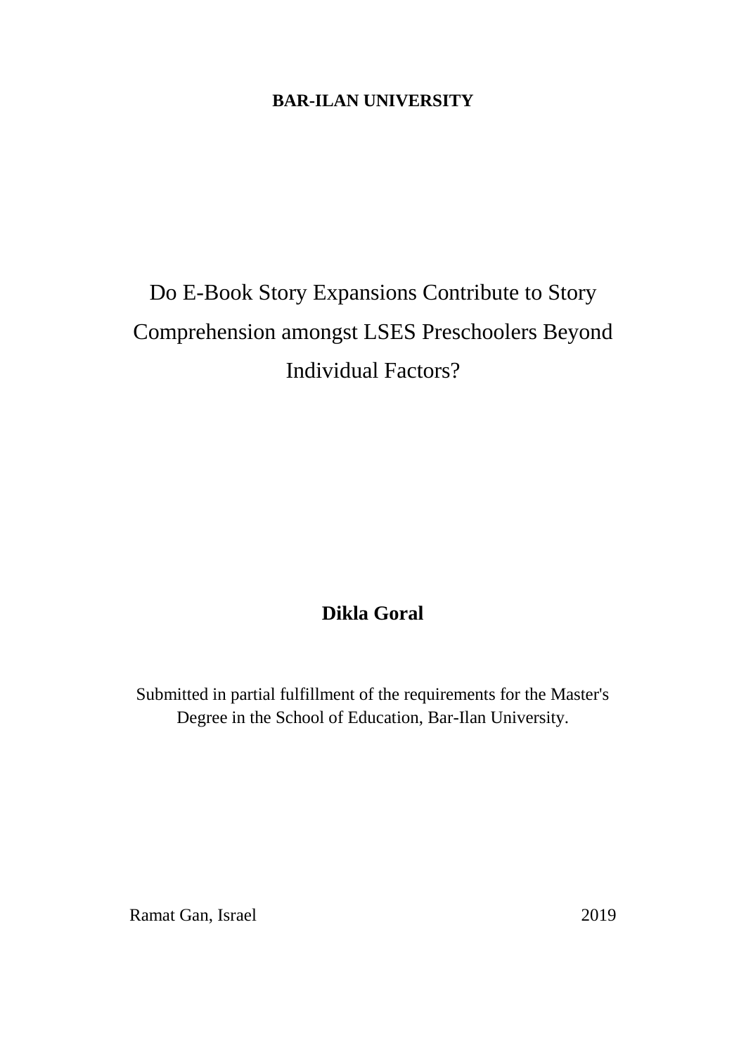**BAR-ILAN UNIVERSITY**

# Do E-Book Story Expansions Contribute to Story Comprehension amongst LSES Preschoolers Beyond Individual Factors?

**Dikla Goral**

Submitted in partial fulfillment of the requirements for the Master's Degree in the School of Education, Bar-Ilan University.

Ramat Gan, Israel 2019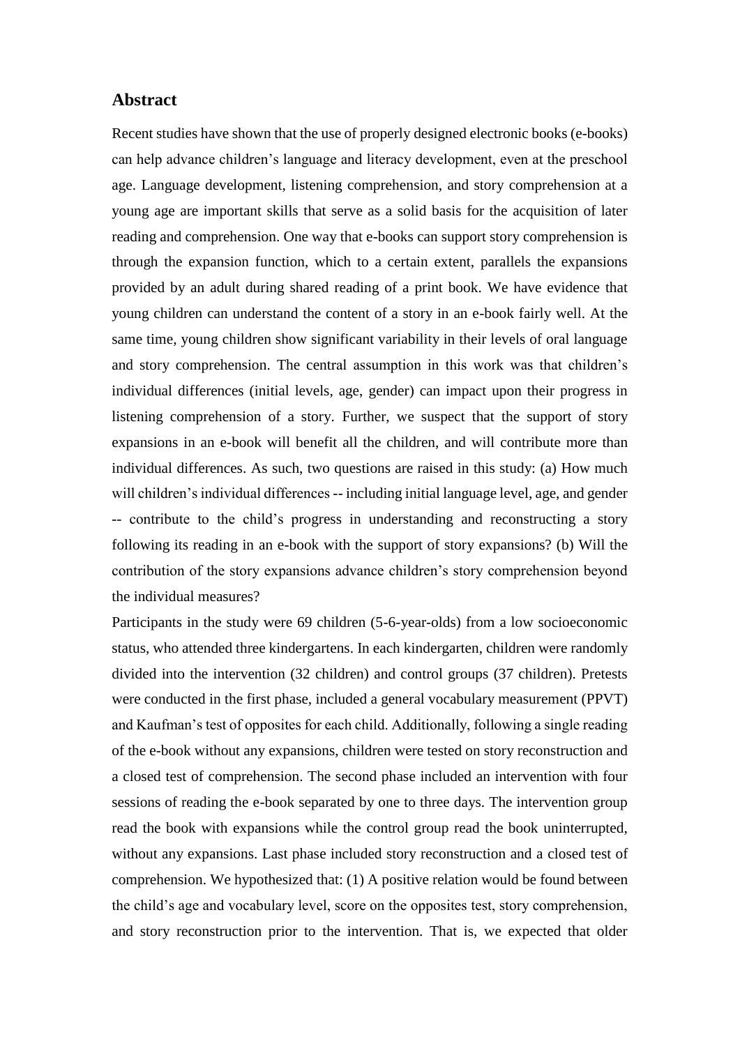## Abstract

Recent studies have shown that the use of properly designed electronic books (e-books) can help advance children's language and literacy development, even at the preschool age. Language development, listening comprehension, and story comprehension at a young age are important skills that serve as a solid basis for the acquisition of later reading and comprehension. One way that e-books can support story comprehension is through the expansion function, which to a certain extent, parallels the expansions provided by an adult during shared reading of a print book. We have evidence that young children can understand the content of a story in an e-book fairly well. At the same time, young children show significant variability in their levels of oral language and story comprehension. The central assumption in this work was that children's individual differences (initial levels, age, gender) can impact upon their progress in listening comprehension of a story. Further, we suspect that the support of story expansions in an e-book will benefit all the children, and will contribute more than individual differences. As such, two questions are raised in this study: (a) How much will children's individual differences -- including initial language level, age, and gender -- contribute to the child's progress in understanding and reconstructing a story following its reading in an e-book with the support of story expansions? (b) Will the contribution of the story expansions advance children's story comprehension beyond the individual measures?

Participants in the study were 69 children (5-6-year-olds) from a low socioeconomic status, who attended three kindergartens. In each kindergarten, children were randomly divided into the intervention (32 children) and control groups (37 children). Pretests were conducted in the first phase, included a general vocabulary measurement (PPVT) and Kaufman's test of opposites for each child. Additionally, following a single reading of the e-book without any expansions, children were tested on story reconstruction and a closed test of comprehension. The second phase included an intervention with four sessions of reading the e-book separated by one to three days. The intervention group read the book with expansions while the control group read the book uninterrupted, without any expansions. Last phase included story reconstruction and a closed test of comprehension. We hypothesized that: (1) A positive relation would be found between the child's age and vocabulary level, score on the opposites test, story comprehension, and story reconstruction prior to the intervention. That is, we expected that older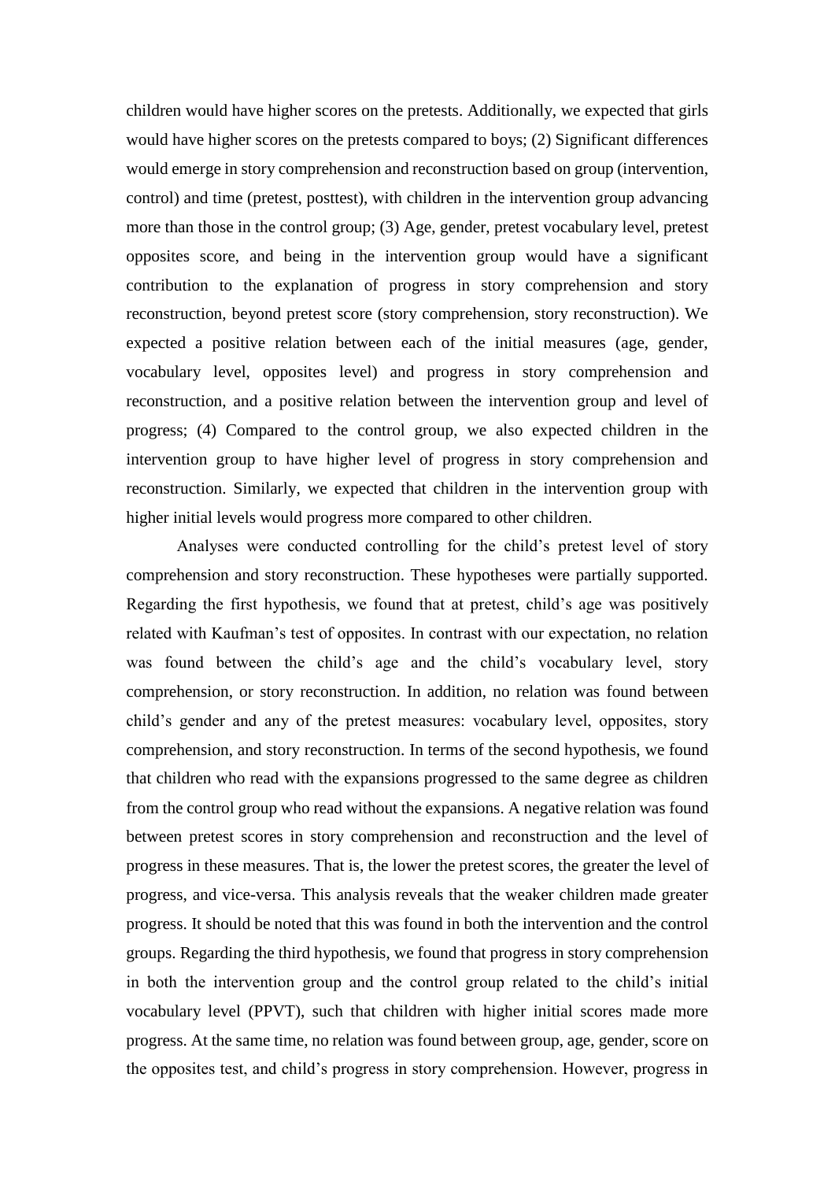children would have higher scores on the pretests. Additionally, we expected that girls would have higher scores on the pretests compared to boys; (2) Significant differences would emerge in story comprehension and reconstruction based on group (intervention, control) and time (pretest, posttest), with children in the intervention group advancing more than those in the control group; (3) Age, gender, pretest vocabulary level, pretest opposites score, and being in the intervention group would have a significant contribution to the explanation of progress in story comprehension and story reconstruction, beyond pretest score (story comprehension, story reconstruction). We expected a positive relation between each of the initial measures (age, gender, vocabulary level, opposites level) and progress in story comprehension and reconstruction, and a positive relation between the intervention group and level of progress; (4) Compared to the control group, we also expected children in the intervention group to have higher level of progress in story comprehension and reconstruction. Similarly, we expected that children in the intervention group with higher initial levels would progress more compared to other children.

Analyses were conducted controlling for the child's pretest level of story comprehension and story reconstruction. These hypotheses were partially supported. Regarding the first hypothesis, we found that at pretest, child's age was positively related with Kaufman's test of opposites. In contrast with our expectation, no relation was found between the child's age and the child's vocabulary level, story comprehension, or story reconstruction. In addition, no relation was found between child's gender and any of the pretest measures: vocabulary level, opposites, story comprehension, and story reconstruction. In terms of the second hypothesis, we found that children who read with the expansions progressed to the same degree as children from the control group who read without the expansions. A negative relation was found between pretest scores in story comprehension and reconstruction and the level of progress in these measures. That is, the lower the pretest scores, the greater the level of progress, and vice-versa. This analysis reveals that the weaker children made greater progress. It should be noted that this was found in both the intervention and the control groups. Regarding the third hypothesis, we found that progress in story comprehension in both the intervention group and the control group related to the child's initial vocabulary level (PPVT), such that children with higher initial scores made more progress. At the same time, no relation was found between group, age, gender, score on the opposites test, and child's progress in story comprehension. However, progress in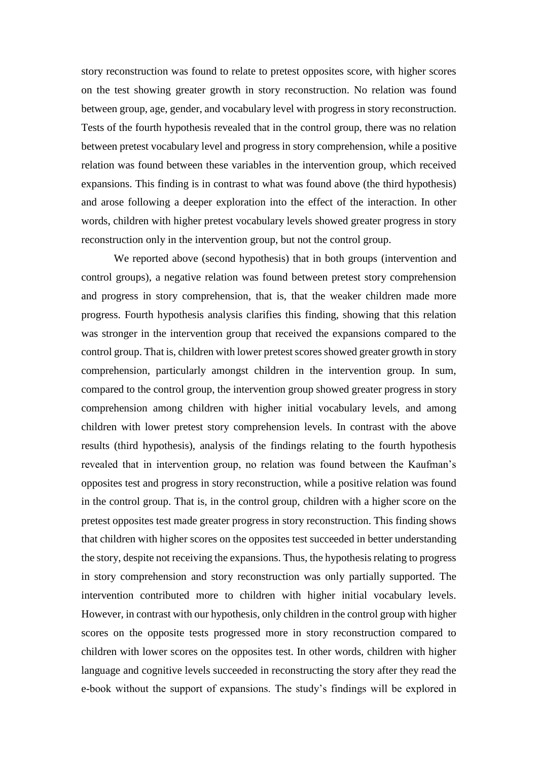story reconstruction was found to relate to pretest opposites score, with higher scores on the test showing greater growth in story reconstruction. No relation was found between group, age, gender, and vocabulary level with progress in story reconstruction. Tests of the fourth hypothesis revealed that in the control group, there was no relation between pretest vocabulary level and progress in story comprehension, while a positive relation was found between these variables in the intervention group, which received expansions. This finding is in contrast to what was found above (the third hypothesis) and arose following a deeper exploration into the effect of the interaction. In other words, children with higher pretest vocabulary levels showed greater progress in story reconstruction only in the intervention group, but not the control group.

We reported above (second hypothesis) that in both groups (intervention and control groups), a negative relation was found between pretest story comprehension and progress in story comprehension, that is, that the weaker children made more progress. Fourth hypothesis analysis clarifies this finding, showing that this relation was stronger in the intervention group that received the expansions compared to the control group. That is, children with lower pretest scores showed greater growth in story comprehension, particularly amongst children in the intervention group. In sum, compared to the control group, the intervention group showed greater progress in story comprehension among children with higher initial vocabulary levels, and among children with lower pretest story comprehension levels. In contrast with the above results (third hypothesis), analysis of the findings relating to the fourth hypothesis revealed that in intervention group, no relation was found between the Kaufman's opposites test and progress in story reconstruction, while a positive relation was found in the control group. That is, in the control group, children with a higher score on the pretest opposites test made greater progress in story reconstruction. This finding shows that children with higher scores on the opposites test succeeded in better understanding the story, despite not receiving the expansions. Thus, the hypothesis relating to progress in story comprehension and story reconstruction was only partially supported. The intervention contributed more to children with higher initial vocabulary levels. However, in contrast with our hypothesis, only children in the control group with higher scores on the opposite tests progressed more in story reconstruction compared to children with lower scores on the opposites test. In other words, children with higher language and cognitive levels succeeded in reconstructing the story after they read the e-book without the support of expansions. The study's findings will be explored in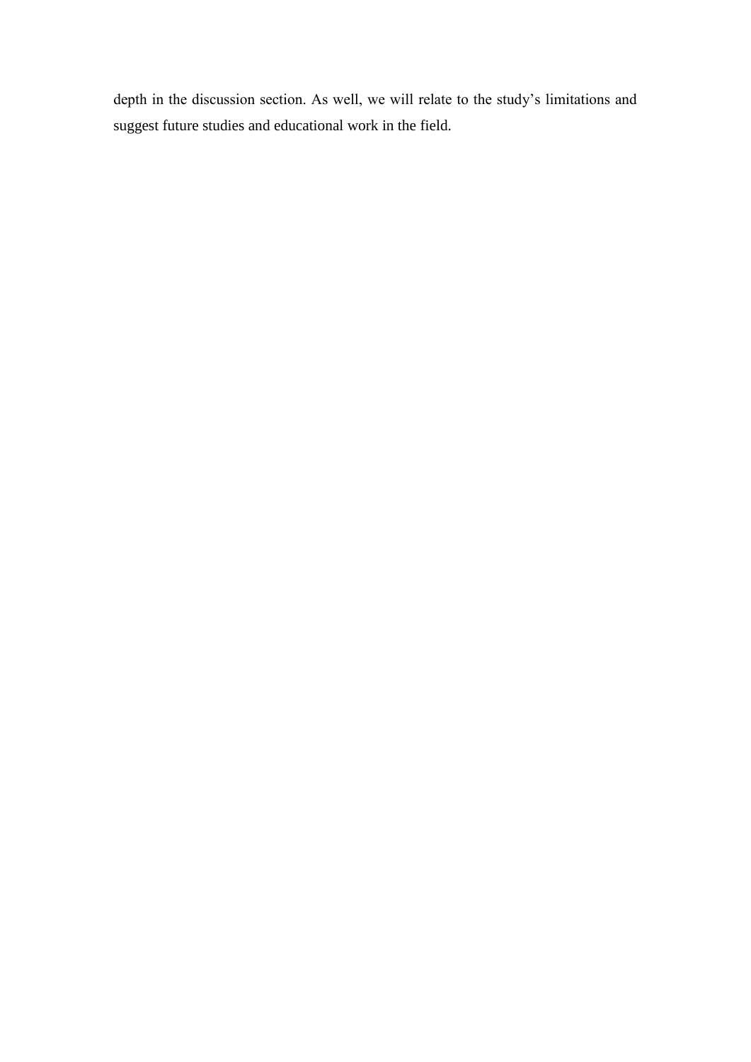depth in the discussion section. As well, we will relate to the study's limitations and suggest future studies and educational work in the field.